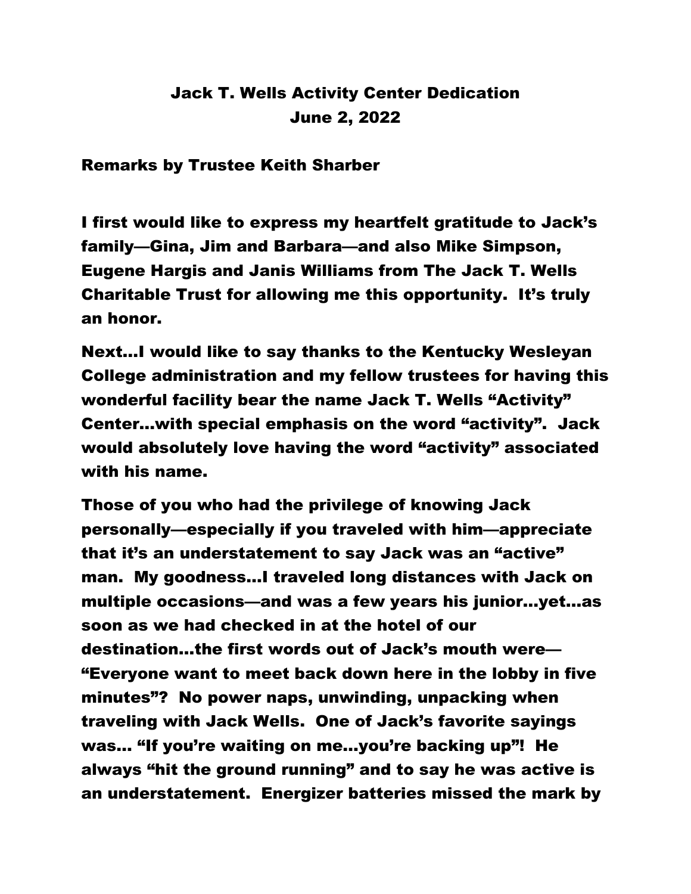# Jack T. Wells Activity Center Dedication
## June 2, 2022

**Remarks by Trustee Keith Sharber**

**I first would like to express my heartfelt gratitude to Jack's family—Gina, Jim and Barbara—and also Mike Simpson, Eugene Hargis and Janis Williams from The Jack T. Wells Charitable Trust for allowing me this opportunity. It's truly an honor.**

**Next…I would like to say thanks to the Kentucky Wesleyan College administration and my fellow trustees for having this wonderful facility bear the name Jack T. Wells "Activity" Center…with special emphasis on the word "activity". Jack would absolutely love having the word "activity" associated with his name.**

**Those of you who had the privilege of knowing Jack personally—especially if you traveled with him—appreciate that it's an understatement to say Jack was an "active" man. My goodness…I traveled long distances with Jack on multiple occasions—and was a few years his junior…yet…as soon as we had checked in at the hotel of our destination…the first words out of Jack's mouth were—"Everyone want to meet back down here in the lobby in five minutes"? No power naps, unwinding, unpacking when traveling with Jack Wells. One of Jack's favorite sayings was… "If you're waiting on me…you're backing up"! He always "hit the ground running" and to say he was active is an understatement. Energizer batteries missed the mark by**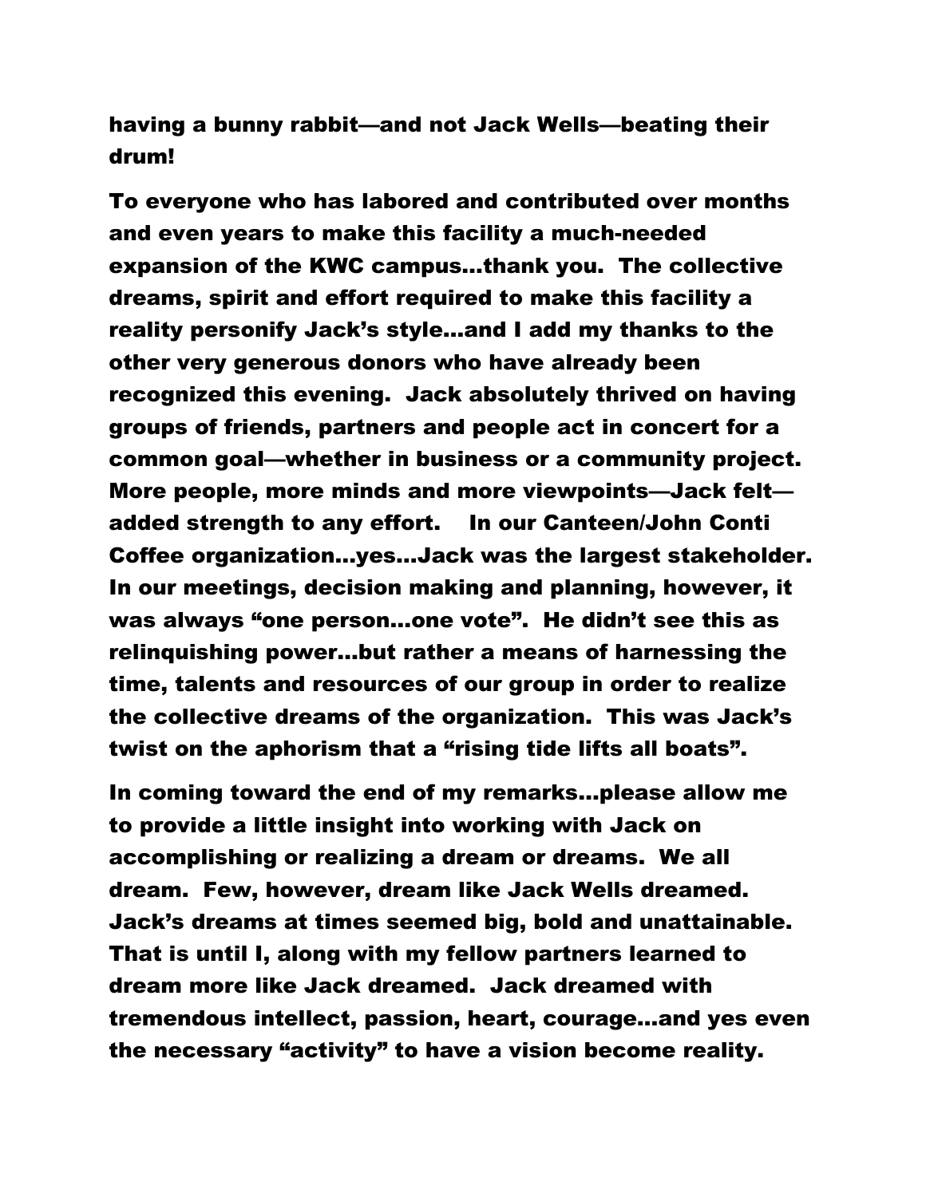**having a bunny rabbit—and not Jack Wells—beating their drum!**

**To everyone who has labored and contributed over months and even years to make this facility a much-needed expansion of the KWC campus…thank you. The collective dreams, spirit and effort required to make this facility a reality personify Jack's style…and I add my thanks to the other very generous donors who have already been recognized this evening. Jack absolutely thrived on having groups of friends, partners and people act in concert for a common goal—whether in business or a community project. More people, more minds and more viewpoints—Jack felt—added strength to any effort. In our Canteen/John Conti Coffee organization…yes…Jack was the largest stakeholder. In our meetings, decision making and planning, however, it was always "one person…one vote". He didn't see this as relinquishing power…but rather a means of harnessing the time, talents and resources of our group in order to realize the collective dreams of the organization. This was Jack's twist on the aphorism that a "rising tide lifts all boats".**

**In coming toward the end of my remarks…please allow me to provide a little insight into working with Jack on accomplishing or realizing a dream or dreams. We all dream. Few, however, dream like Jack Wells dreamed. Jack's dreams at times seemed big, bold and unattainable. That is until I, along with my fellow partners learned to dream more like Jack dreamed. Jack dreamed with tremendous intellect, passion, heart, courage…and yes even the necessary "activity" to have a vision become reality.**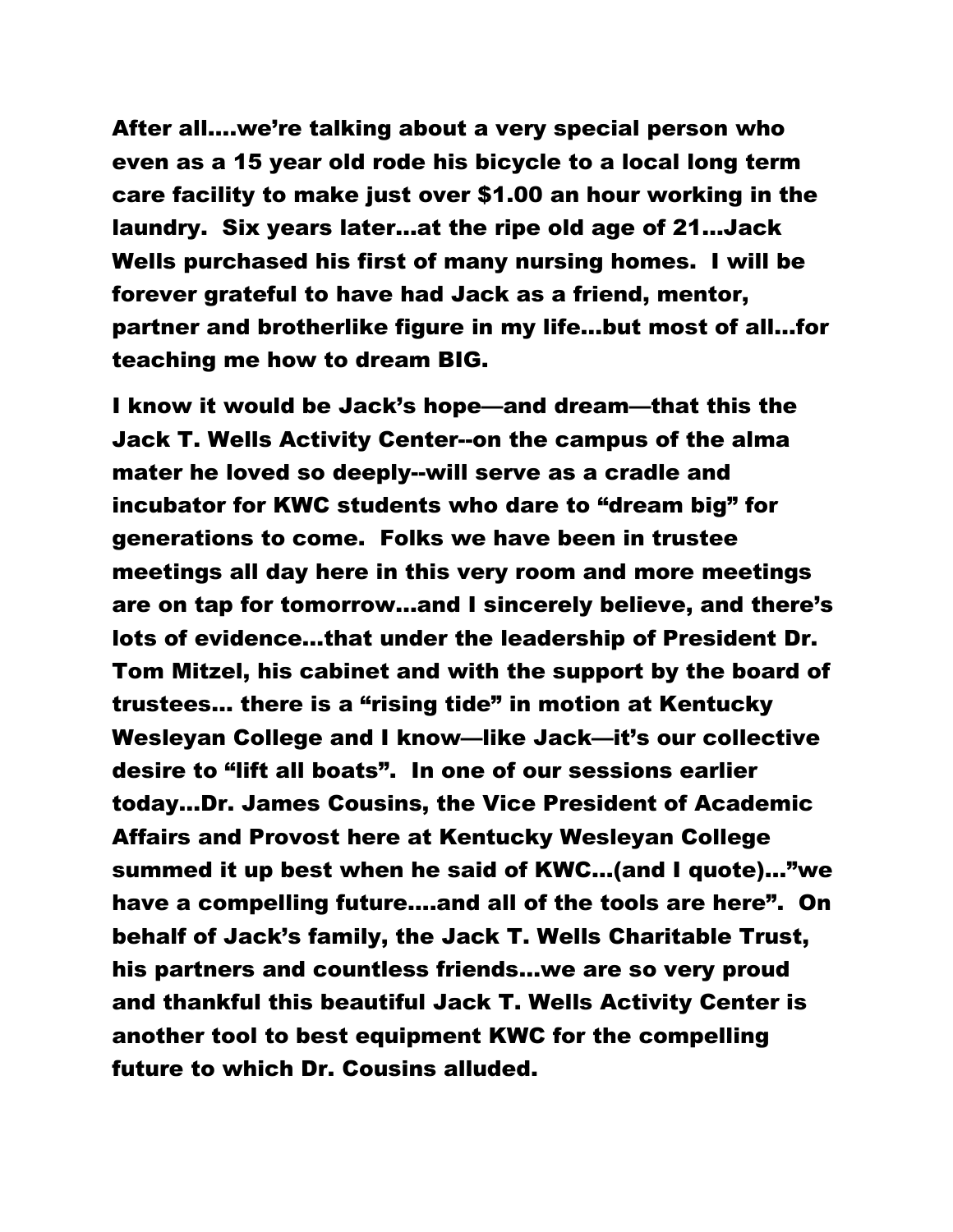**After all….we're talking about a very special person who even as a 15 year old rode his bicycle to a local long term care facility to make just over $1.00 an hour working in the laundry. Six years later…at the ripe old age of 21…Jack Wells purchased his first of many nursing homes. I will be forever grateful to have had Jack as a friend, mentor, partner and brotherlike figure in my life…but most of all…for teaching me how to dream BIG.**

**I know it would be Jack's hope—and dream—that this the Jack T. Wells Activity Center--on the campus of the alma mater he loved so deeply--will serve as a cradle and incubator for KWC students who dare to "dream big" for generations to come. Folks we have been in trustee meetings all day here in this very room and more meetings are on tap for tomorrow…and I sincerely believe, and there's lots of evidence…that under the leadership of President Dr. Tom Mitzel, his cabinet and with the support by the board of trustees… there is a "rising tide" in motion at Kentucky Wesleyan College and I know—like Jack—it's our collective desire to "lift all boats". In one of our sessions earlier today…Dr. James Cousins, the Vice President of Academic Affairs and Provost here at Kentucky Wesleyan College summed it up best when he said of KWC…(and I quote)…"we have a compelling future….and all of the tools are here". On behalf of Jack's family, the Jack T. Wells Charitable Trust, his partners and countless friends…we are so very proud and thankful this beautiful Jack T. Wells Activity Center is another tool to best equipment KWC for the compelling future to which Dr. Cousins alluded.**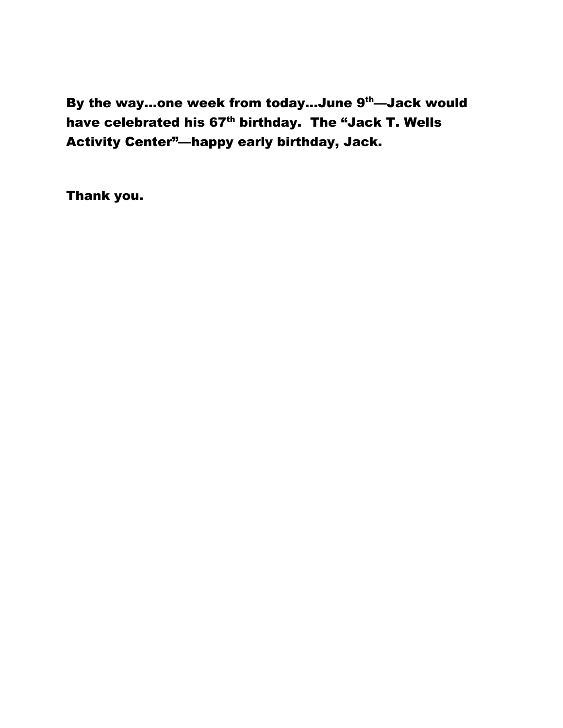**By the way…one week from today…June 9th—Jack would have celebrated his 67th birthday. The "Jack T. Wells Activity Center"—happy early birthday, Jack.**

**Thank you.**